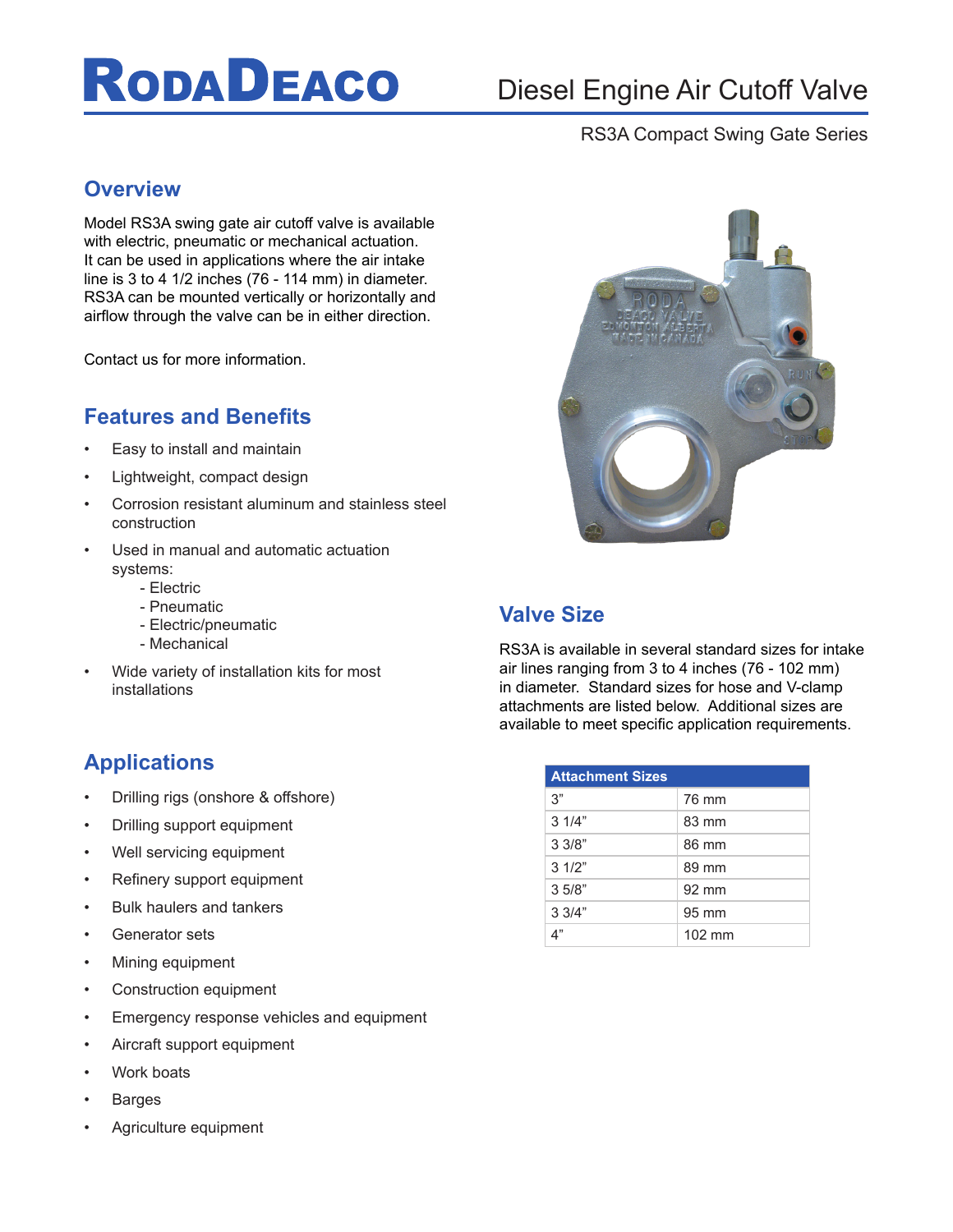# RODADEACO

## Diesel Engine Air Cutoff Valve

RS3A Compact Swing Gate Series

## Overview

Model RS3A swing gate air cutoff valve is available with electric, pneumatic or mechanical actuation. It can be used in applications where the air intake line is 3 to 4 1/2 inches (76 - 114 mm) in diameter. RS3A can be mounted vertically or horizontally and airflow through the valve can be in either direction.

Contact us for more information.

## Features and Benefits

- Easy to install and maintain
- Lightweight, compact design
- Corrosion resistant aluminum and stainless steel construction
- Used in manual and automatic actuation systems:
  - Electric
  - Pneumatic
  - Electric/pneumatic
  - Mechanical
- Wide variety of installation kits for most installations

## Applications

- Drilling rigs (onshore & offshore)
- Drilling support equipment
- Well servicing equipment
- Refinery support equipment
- Bulk haulers and tankers
- Generator sets
- Mining equipment
- Construction equipment
- Emergency response vehicles and equipment
- Aircraft support equipment
- Work boats
- Barges
- Agriculture equipment

## Valve Size

RS3A is available in several standard sizes for intake air lines ranging from 3 to 4 inches (76 - 102 mm) in diameter. Standard sizes for hose and V-clamp attachments are listed below. Additional sizes are available to meet specific application requirements.

| Attachment Sizes | |
|---|---|
| 3" | 76 mm |
| 3 1/4" | 83 mm |
| 3 3/8" | 86 mm |
| 3 1/2" | 89 mm |
| 3 5/8" | 92 mm |
| 3 3/4" | 95 mm |
| 4" | 102 mm |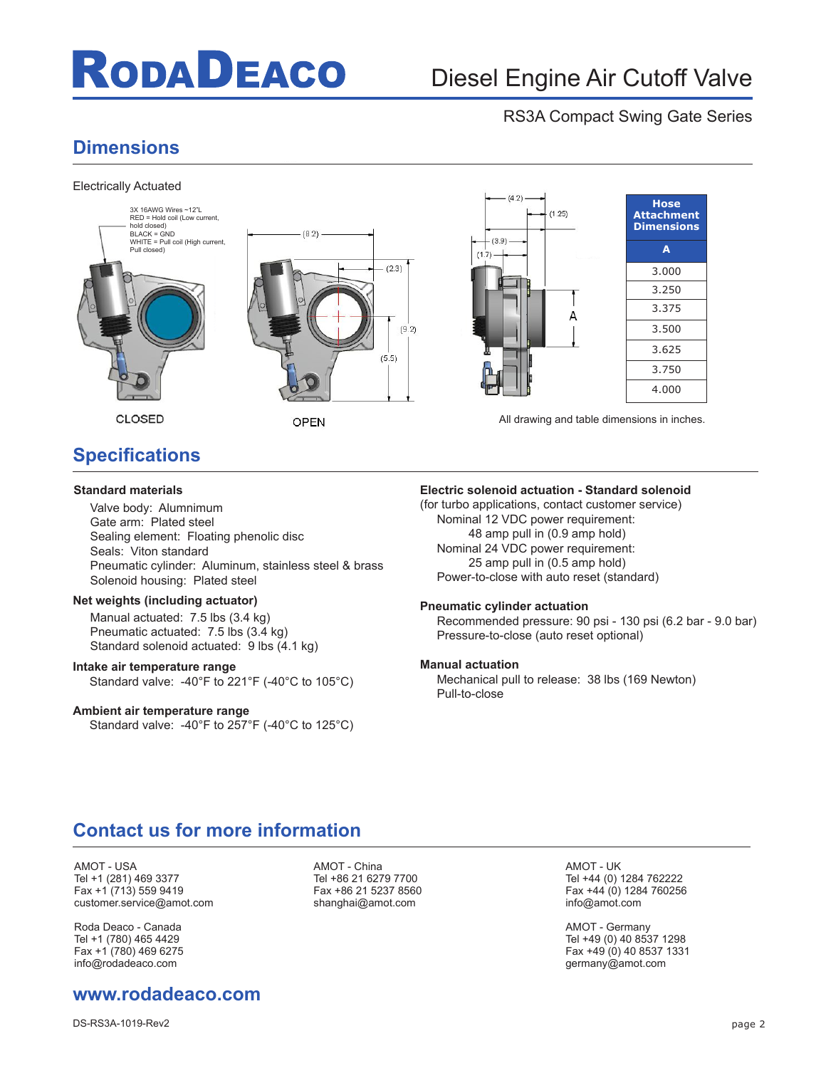# RodaDeaco

Diesel Engine Air Cutoff Valve

RS3A Compact Swing Gate Series

## Dimensions

Electrically Actuated

3X 16AWG Wires ~12"L
RED = Hold coil (Low current, hold closed)
BLACK = GND
WHITE = Pull coil (High current, Pull closed)

CLOSED

(8.2)
(2.3)
(9.2)
(5.5)

OPEN

(4.2)
(1.25)
(3.9)
(1.7)
A

| Hose Attachment Dimensions |
|---|
| A |
| 3.000 |
| 3.250 |
| 3.375 |
| 3.500 |
| 3.625 |
| 3.750 |
| 4.000 |

All drawing and table dimensions in inches.

## Specifications

**Standard materials**

- Valve body: Alumnimum
- Gate arm: Plated steel
- Sealing element: Floating phenolic disc
- Seals: Viton standard
- Pneumatic cylinder: Aluminum, stainless steel & brass
- Solenoid housing: Plated steel

**Net weights (including actuator)**

- Manual actuated: 7.5 lbs (3.4 kg)
- Pneumatic actuated: 7.5 lbs (3.4 kg)
- Standard solenoid actuated: 9 lbs (4.1 kg)

**Intake air temperature range**

Standard valve: -40°F to 221°F (-40°C to 105°C)

**Ambient air temperature range**

Standard valve: -40°F to 257°F (-40°C to 125°C)

**Electric solenoid actuation - Standard solenoid**

(for turbo applications, contact customer service)

- Nominal 12 VDC power requirement:
  - 48 amp pull in (0.9 amp hold)
- Nominal 24 VDC power requirement:
  - 25 amp pull in (0.5 amp hold)
- Power-to-close with auto reset (standard)

**Pneumatic cylinder actuation**

- Recommended pressure: 90 psi - 130 psi (6.2 bar - 9.0 bar)
- Pressure-to-close (auto reset optional)

**Manual actuation**

- Mechanical pull to release: 38 lbs (169 Newton)
- Pull-to-close

## Contact us for more information

AMOT - USA
Tel +1 (281) 469 3377
Fax +1 (713) 559 9419
customer.service@amot.com

Roda Deaco - Canada
Tel +1 (780) 465 4429
Fax +1 (780) 469 6275
info@rodadeaco.com

AMOT - China
Tel +86 21 6279 7700
Fax +86 21 5237 8560
shanghai@amot.com

AMOT - UK
Tel +44 (0) 1284 762222
Fax +44 (0) 1284 760256
info@amot.com

AMOT - Germany
Tel +49 (0) 40 8537 1298
Fax +49 (0) 40 8537 1331
germany@amot.com

## www.rodadeaco.com

DS-RS3A-1019-Rev2